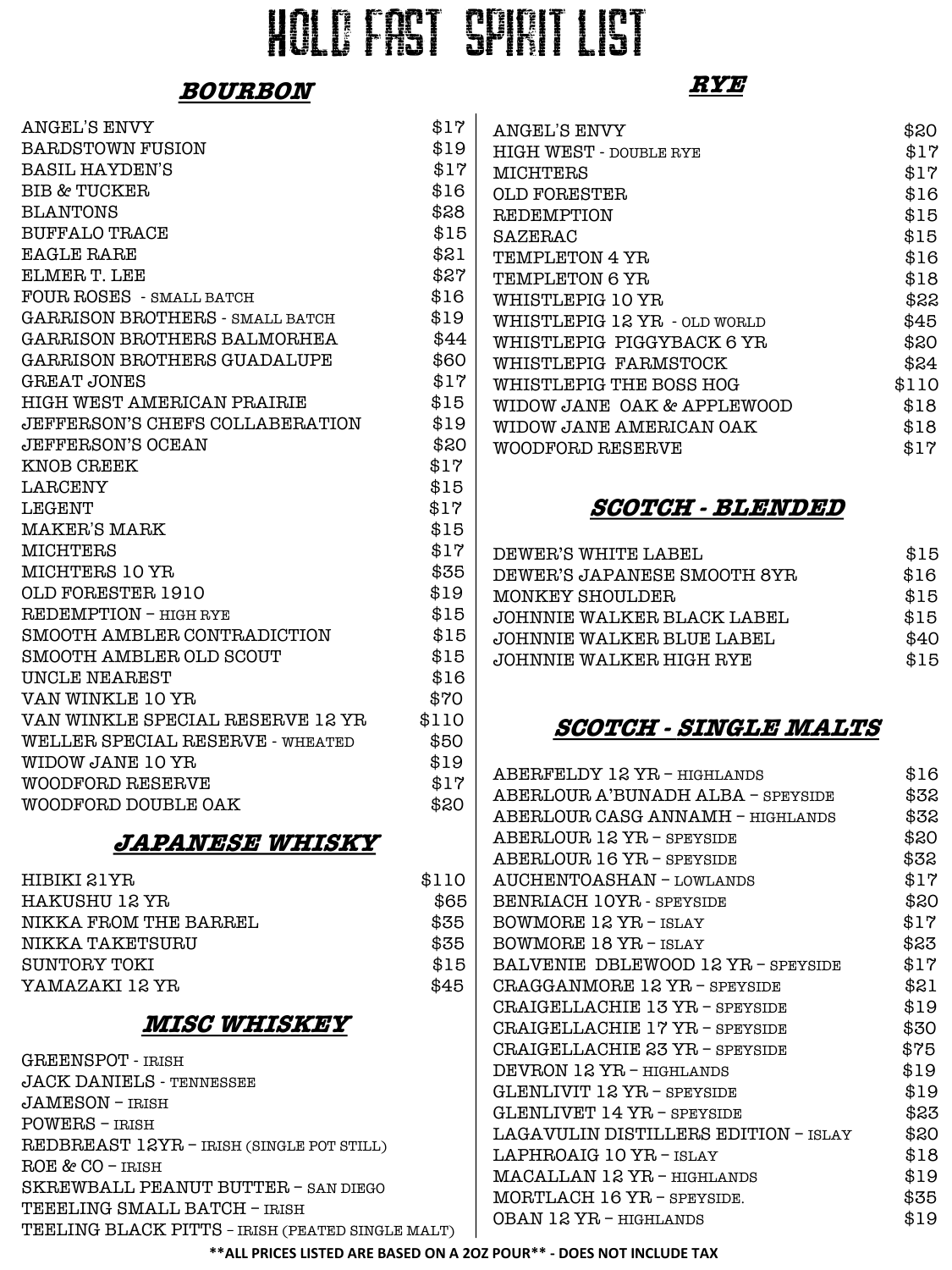# HOLD FAST SPIRIT LIST

## BOURBON

| | |
|---|---|
| ANGEL'S ENVY | $17 |
| BARDSTOWN FUSION | $19 |
| BASIL HAYDEN'S | $17 |
| BIB & TUCKER | $16 |
| BLANTONS | $28 |
| BUFFALO TRACE | $15 |
| EAGLE RARE | $21 |
| ELMER T. LEE | $27 |
| FOUR ROSES - SMALL BATCH | $16 |
| GARRISON BROTHERS - SMALL BATCH | $19 |
| GARRISON BROTHERS BALMORHEA | $44 |
| GARRISON BROTHERS GUADALUPE | $60 |
| GREAT JONES | $17 |
| HIGH WEST AMERICAN PRAIRIE | $15 |
| JEFFERSON'S CHEFS COLLABERATION | $19 |
| JEFFERSON'S OCEAN | $20 |
| KNOB CREEK | $17 |
| LARCENY | $15 |
| LEGENT | $17 |
| MAKER'S MARK | $15 |
| MICHTERS | $17 |
| MICHTERS 10 YR | $35 |
| OLD FORESTER 1910 | $19 |
| REDEMPTION – HIGH RYE | $15 |
| SMOOTH AMBLER CONTRADICTION | $15 |
| SMOOTH AMBLER OLD SCOUT | $15 |
| UNCLE NEAREST | $16 |
| VAN WINKLE 10 YR | $70 |
| VAN WINKLE SPECIAL RESERVE 12 YR | $110 |
| WELLER SPECIAL RESERVE - WHEATED | $50 |
| WIDOW JANE 10 YR | $19 |
| WOODFORD RESERVE | $17 |
| WOODFORD DOUBLE OAK | $20 |

## JAPANESE WHISKY

| | |
|---|---|
| HIBIKI 21YR | $110 |
| HAKUSHU 12 YR | $65 |
| NIKKA FROM THE BARREL | $35 |
| NIKKA TAKETSURU | $35 |
| SUNTORY TOKI | $15 |
| YAMAZAKI 12 YR | $45 |

## MISC WHISKEY

- GREENSPOT - IRISH
- JACK DANIELS - TENNESSEE
- JAMESON – IRISH
- POWERS – IRISH
- REDBREAST 12YR – IRISH (SINGLE POT STILL)
- ROE & CO – IRISH
- SKREWBALL PEANUT BUTTER – SAN DIEGO
- TEEELING SMALL BATCH – IRISH
- TEELING BLACK PITTS – IRISH (PEATED SINGLE MALT)

## RYE

| | |
|---|---|
| ANGEL'S ENVY | $20 |
| HIGH WEST - DOUBLE RYE | $17 |
| MICHTERS | $17 |
| OLD FORESTER | $16 |
| REDEMPTION | $15 |
| SAZERAC | $15 |
| TEMPLETON 4 YR | $16 |
| TEMPLETON 6 YR | $18 |
| WHISTLEPIG 10 YR | $22 |
| WHISTLEPIG 12 YR - OLD WORLD | $45 |
| WHISTLEPIG PIGGYBACK 6 YR | $20 |
| WHISTLEPIG FARMSTOCK | $24 |
| WHISTLEPIG THE BOSS HOG | $110 |
| WIDOW JANE OAK & APPLEWOOD | $18 |
| WIDOW JANE AMERICAN OAK | $18 |
| WOODFORD RESERVE | $17 |

## SCOTCH - BLENDED

| | |
|---|---|
| DEWER'S WHITE LABEL | $15 |
| DEWER'S JAPANESE SMOOTH 8YR | $16 |
| MONKEY SHOULDER | $15 |
| JOHNNIE WALKER BLACK LABEL | $15 |
| JOHNNIE WALKER BLUE LABEL | $40 |
| JOHNNIE WALKER HIGH RYE | $15 |

## SCOTCH - SINGLE MALTS

| | |
|---|---|
| ABERFELDY 12 YR – HIGHLANDS | $16 |
| ABERLOUR A'BUNADH ALBA – SPEYSIDE | $32 |
| ABERLOUR CASG ANNAMH – HIGHLANDS | $32 |
| ABERLOUR 12 YR – SPEYSIDE | $20 |
| ABERLOUR 16 YR – SPEYSIDE | $32 |
| AUCHENTOASHAN – LOWLANDS | $17 |
| BENRIACH 10YR - SPEYSIDE | $20 |
| BOWMORE 12 YR – ISLAY | $17 |
| BOWMORE 18 YR – ISLAY | $23 |
| BALVENIE DBLEWOOD 12 YR – SPEYSIDE | $17 |
| CRAGGANMORE 12 YR – SPEYSIDE | $21 |
| CRAIGELLACHIE 13 YR – SPEYSIDE | $19 |
| CRAIGELLACHIE 17 YR – SPEYSIDE | $30 |
| CRAIGELLACHIE 23 YR – SPEYSIDE | $75 |
| DEVRON 12 YR – HIGHLANDS | $19 |
| GLENLIVIT 12 YR – SPEYSIDE | $19 |
| GLENLIVET 14 YR – SPEYSIDE | $23 |
| LAGAVULIN DISTILLERS EDITION – ISLAY | $20 |
| LAPHROAIG 10 YR – ISLAY | $18 |
| MACALLAN 12 YR – HIGHLANDS | $19 |
| MORTLACH 16 YR – SPEYSIDE. | $35 |
| OBAN 12 YR – HIGHLANDS | $19 |

**ALL PRICES LISTED ARE BASED ON A 2OZ POUR** - DOES NOT INCLUDE TAX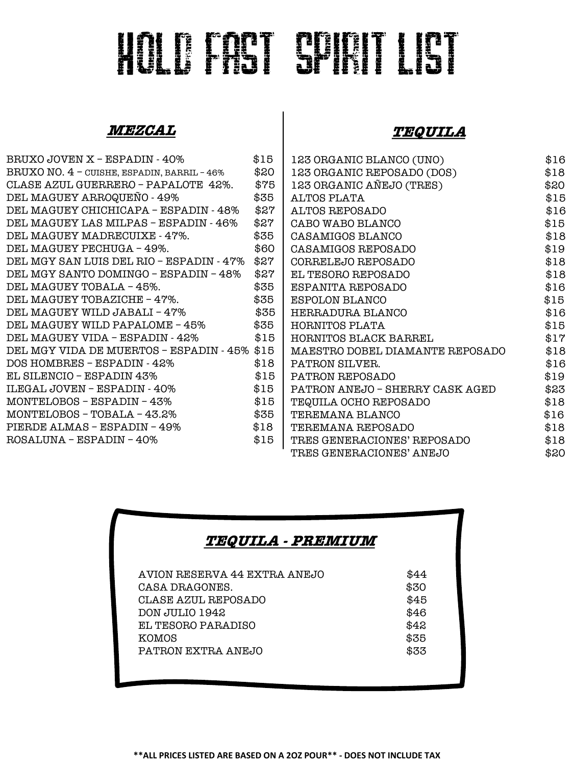# HOLD FAST SPIRIT LIST

## ***MEZCAL***

| Spirit | Price |
|---|---|
| BRUXO JOVEN X – ESPADIN - 40% | $15 |
| BRUXO NO. 4 – CUISHE, ESPADIN, BARRIL – 46% | $20 |
| CLASE AZUL GUERRERO – PAPALOTE 42%. | $75 |
| DEL MAGUEY ARROQUEÑO - 49% | $35 |
| DEL MAGUEY CHICHICAPA – ESPADIN - 48% | $27 |
| DEL MAGUEY LAS MILPAS – ESPADIN - 46% | $27 |
| DEL MAGUEY MADRECUIXE - 47%. | $35 |
| DEL MAGUEY PECHUGA – 49%. | $60 |
| DEL MGY SAN LUIS DEL RIO – ESPADIN - 47% | $27 |
| DEL MGY SANTO DOMINGO – ESPADIN – 48% | $27 |
| DEL MAGUEY TOBALA – 45%. | $35 |
| DEL MAGUEY TOBAZICHE – 47%. | $35 |
| DEL MAGUEY WILD JABALI – 47% | $35 |
| DEL MAGUEY WILD PAPALOME – 45% | $35 |
| DEL MAGUEY VIDA – ESPADIN - 42% | $15 |
| DEL MGY VIDA DE MUERTOS – ESPADIN - 45% | $15 |
| DOS HOMBRES – ESPADIN - 42% | $18 |
| EL SILENCIO – ESPADIN 43% | $15 |
| ILEGAL JOVEN – ESPADIN - 40% | $15 |
| MONTELOBOS – ESPADIN – 43% | $15 |
| MONTELOBOS – TOBALA – 43.2% | $35 |
| PIERDE ALMAS – ESPADIN – 49% | $18 |
| ROSALUNA – ESPADIN – 40% | $15 |

## ***TEQUILA***

| Spirit | Price |
|---|---|
| 123 ORGANIC BLANCO (UNO) | $16 |
| 123 ORGANIC REPOSADO (DOS) | $18 |
| 123 ORGANIC AÑEJO (TRES) | $20 |
| ALTOS PLATA | $15 |
| ALTOS REPOSADO | $16 |
| CABO WABO BLANCO | $15 |
| CASAMIGOS BLANCO | $18 |
| CASAMIGOS REPOSADO | $19 |
| CORRELEJO REPOSADO | $18 |
| EL TESORO REPOSADO | $18 |
| ESPANITA REPOSADO | $16 |
| ESPOLON BLANCO | $15 |
| HERRADURA BLANCO | $16 |
| HORNITOS PLATA | $15 |
| HORNITOS BLACK BARREL | $17 |
| MAESTRO DOBEL DIAMANTE REPOSADO | $18 |
| PATRON SILVER. | $16 |
| PATRON REPOSADO | $19 |
| PATRON ANEJO – SHERRY CASK AGED | $23 |
| TEQUILA OCHO REPOSADO | $18 |
| TEREMANA BLANCO | $16 |
| TEREMANA REPOSADO | $18 |
| TRES GENERACIONES' REPOSADO | $18 |
| TRES GENERACIONES' ANEJO | $20 |

## ***TEQUILA - PREMIUM***

| Spirit | Price |
|---|---|
| AVION RESERVA 44 EXTRA ANEJO | $44 |
| CASA DRAGONES. | $30 |
| CLASE AZUL REPOSADO | $45 |
| DON JULIO 1942 | $46 |
| EL TESORO PARADISO | $42 |
| KOMOS | $35 |
| PATRON EXTRA ANEJO | $33 |

**\*\*ALL PRICES LISTED ARE BASED ON A 2OZ POUR\*\* - DOES NOT INCLUDE TAX**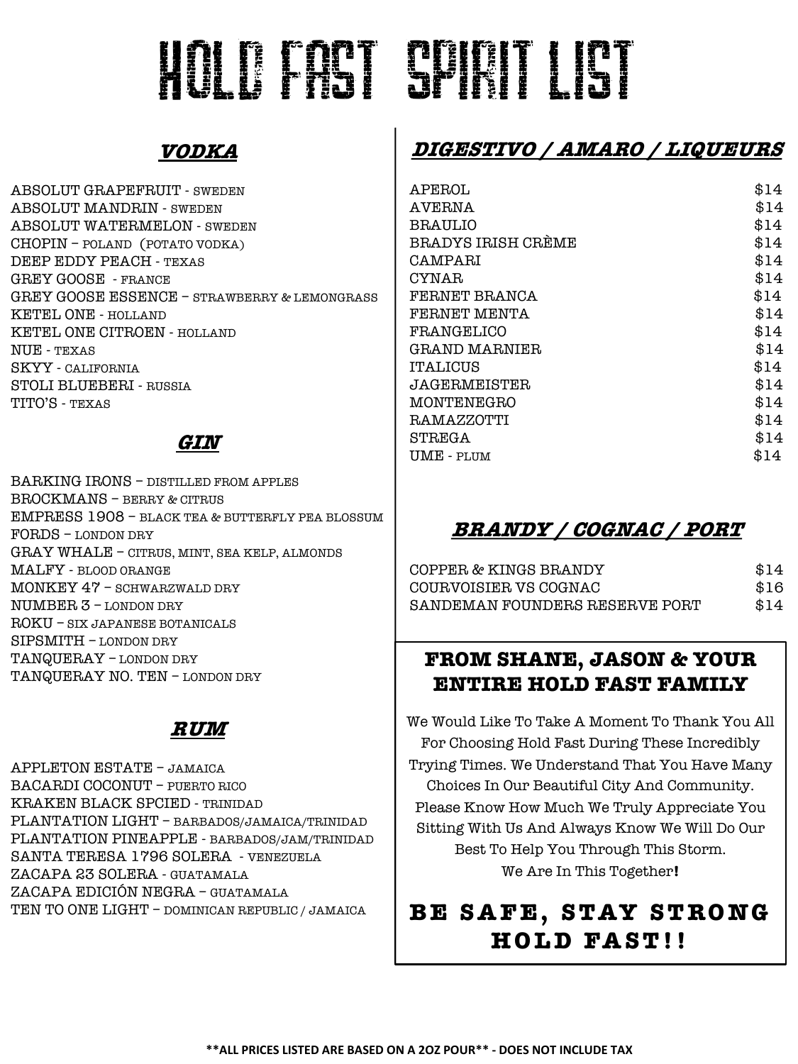# HOLD FAST SPIRIT LIST

## *VODKA*

ABSOLUT GRAPEFRUIT - SWEDEN
ABSOLUT MANDRIN - SWEDEN
ABSOLUT WATERMELON - SWEDEN
CHOPIN – POLAND (POTATO VODKA)
DEEP EDDY PEACH - TEXAS
GREY GOOSE - FRANCE
GREY GOOSE ESSENCE – STRAWBERRY & LEMONGRASS
KETEL ONE - HOLLAND
KETEL ONE CITROEN - HOLLAND
NUE - TEXAS
SKYY - CALIFORNIA
STOLI BLUEBERI - RUSSIA
TITO'S - TEXAS

## *GIN*

BARKING IRONS – DISTILLED FROM APPLES
BROCKMANS – BERRY & CITRUS
EMPRESS 1908 – BLACK TEA & BUTTERFLY PEA BLOSSUM
FORDS – LONDON DRY
GRAY WHALE – CITRUS, MINT, SEA KELP, ALMONDS
MALFY - BLOOD ORANGE
MONKEY 47 – SCHWARZWALD DRY
NUMBER 3 – LONDON DRY
ROKU – SIX JAPANESE BOTANICALS
SIPSMITH – LONDON DRY
TANQUERAY – LONDON DRY
TANQUERAY NO. TEN – LONDON DRY

## *RUM*

APPLETON ESTATE – JAMAICA
BACARDI COCONUT – PUERTO RICO
KRAKEN BLACK SPCIED - TRINIDAD
PLANTATION LIGHT – BARBADOS/JAMAICA/TRINIDAD
PLANTATION PINEAPPLE - BARBADOS/JAM/TRINIDAD
SANTA TERESA 1796 SOLERA - VENEZUELA
ZACAPA 23 SOLERA - GUATAMALA
ZACAPA EDICIÓN NEGRA – GUATAMALA
TEN TO ONE LIGHT – DOMINICAN REPUBLIC / JAMAICA

## *DIGESTIVO / AMARO / LIQUEURS*

| | |
|---|---|
| APEROL | $14 |
| AVERNA | $14 |
| BRAULIO | $14 |
| BRADYS IRISH CRÈME | $14 |
| CAMPARI | $14 |
| CYNAR | $14 |
| FERNET BRANCA | $14 |
| FERNET MENTA | $14 |
| FRANGELICO | $14 |
| GRAND MARNIER | $14 |
| ITALICUS | $14 |
| JAGERMEISTER | $14 |
| MONTENEGRO | $14 |
| RAMAZZOTTI | $14 |
| STREGA | $14 |
| UME - PLUM | $14 |

## *BRANDY / COGNAC / PORT*

| | |
|---|---|
| COPPER & KINGS BRANDY | $14 |
| COURVOISIER VS COGNAC | $16 |
| SANDEMAN FOUNDERS RESERVE PORT | $14 |

### FROM SHANE, JASON & YOUR ENTIRE HOLD FAST FAMILY

We Would Like To Take A Moment To Thank You All For Choosing Hold Fast During These Incredibly Trying Times. We Understand That You Have Many Choices In Our Beautiful City And Community. Please Know How Much We Truly Appreciate You Sitting With Us And Always Know We Will Do Our Best To Help You Through This Storm. We Are In This Together!

**BE SAFE, STAY STRONG HOLD FAST!!**

**\*\*ALL PRICES LISTED ARE BASED ON A 2OZ POUR\*\* - DOES NOT INCLUDE TAX**